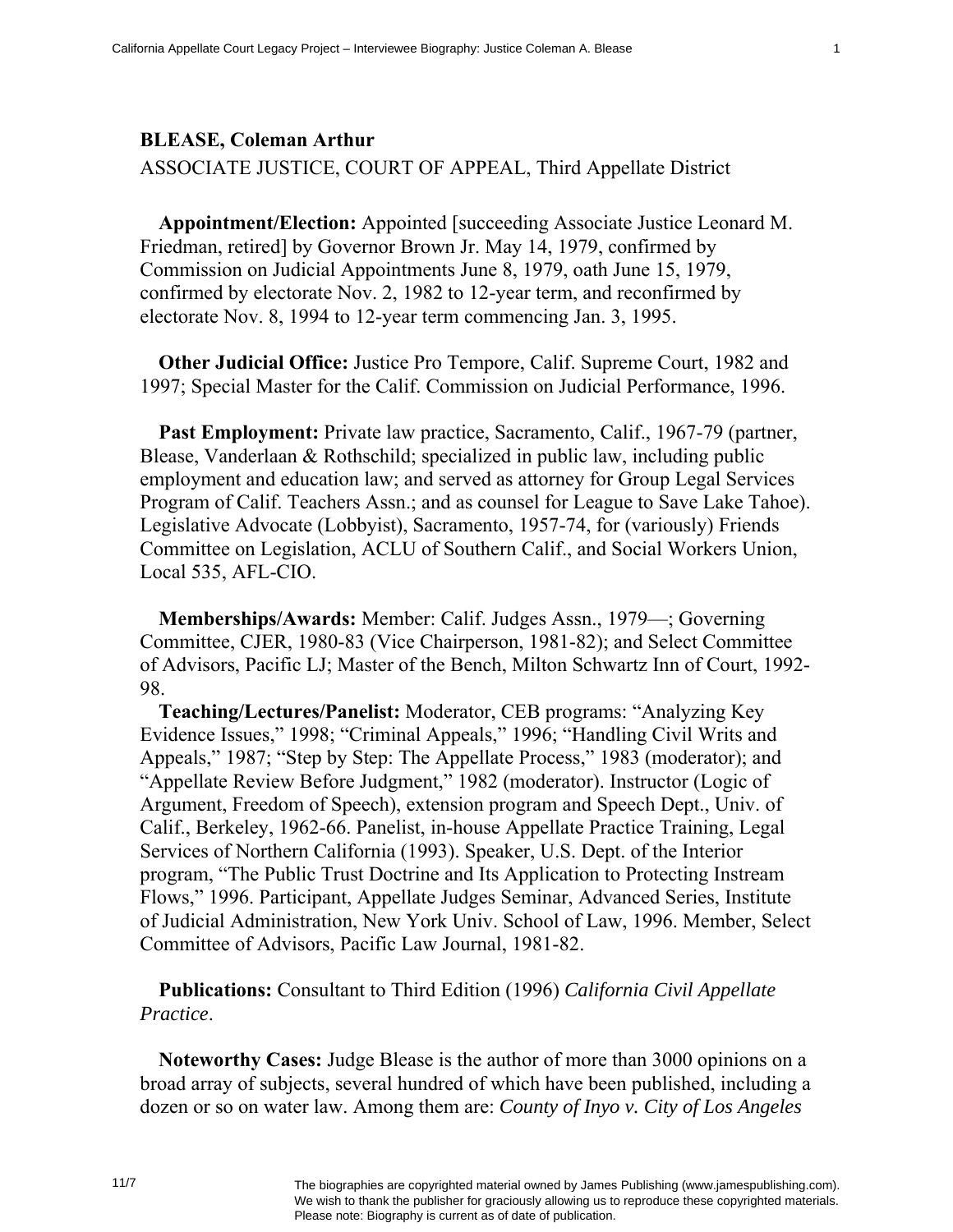**BLEASE, Coleman Arthur**

ASSOCIATE JUSTICE, COURT OF APPEAL, Third Appellate District

**Appointment/Election:** Appointed [succeeding Associate Justice Leonard M. Friedman, retired] by Governor Brown Jr. May 14, 1979, confirmed by Commission on Judicial Appointments June 8, 1979, oath June 15, 1979, confirmed by electorate Nov. 2, 1982 to 12-year term, and reconfirmed by electorate Nov. 8, 1994 to 12-year term commencing Jan. 3, 1995.

**Other Judicial Office:** Justice Pro Tempore, Calif. Supreme Court, 1982 and 1997; Special Master for the Calif. Commission on Judicial Performance, 1996.

**Past Employment:** Private law practice, Sacramento, Calif., 1967-79 (partner, Blease, Vanderlaan & Rothschild; specialized in public law, including public employment and education law; and served as attorney for Group Legal Services Program of Calif. Teachers Assn.; and as counsel for League to Save Lake Tahoe). Legislative Advocate (Lobbyist), Sacramento, 1957-74, for (variously) Friends Committee on Legislation, ACLU of Southern Calif., and Social Workers Union, Local 535, AFL-CIO.

**Memberships/Awards:** Member: Calif. Judges Assn., 1979—; Governing Committee, CJER, 1980-83 (Vice Chairperson, 1981-82); and Select Committee of Advisors, Pacific LJ; Master of the Bench, Milton Schwartz Inn of Court, 1992-98.

**Teaching/Lectures/Panelist:** Moderator, CEB programs: "Analyzing Key Evidence Issues," 1998; "Criminal Appeals," 1996; "Handling Civil Writs and Appeals," 1987; "Step by Step: The Appellate Process," 1983 (moderator); and "Appellate Review Before Judgment," 1982 (moderator). Instructor (Logic of Argument, Freedom of Speech), extension program and Speech Dept., Univ. of Calif., Berkeley, 1962-66. Panelist, in-house Appellate Practice Training, Legal Services of Northern California (1993). Speaker, U.S. Dept. of the Interior program, "The Public Trust Doctrine and Its Application to Protecting Instream Flows," 1996. Participant, Appellate Judges Seminar, Advanced Series, Institute of Judicial Administration, New York Univ. School of Law, 1996. Member, Select Committee of Advisors, Pacific Law Journal, 1981-82.

**Publications:** Consultant to Third Edition (1996) *California Civil Appellate Practice*.

**Noteworthy Cases:** Judge Blease is the author of more than 3000 opinions on a broad array of subjects, several hundred of which have been published, including a dozen or so on water law. Among them are: *County of Inyo v. City of Los Angeles*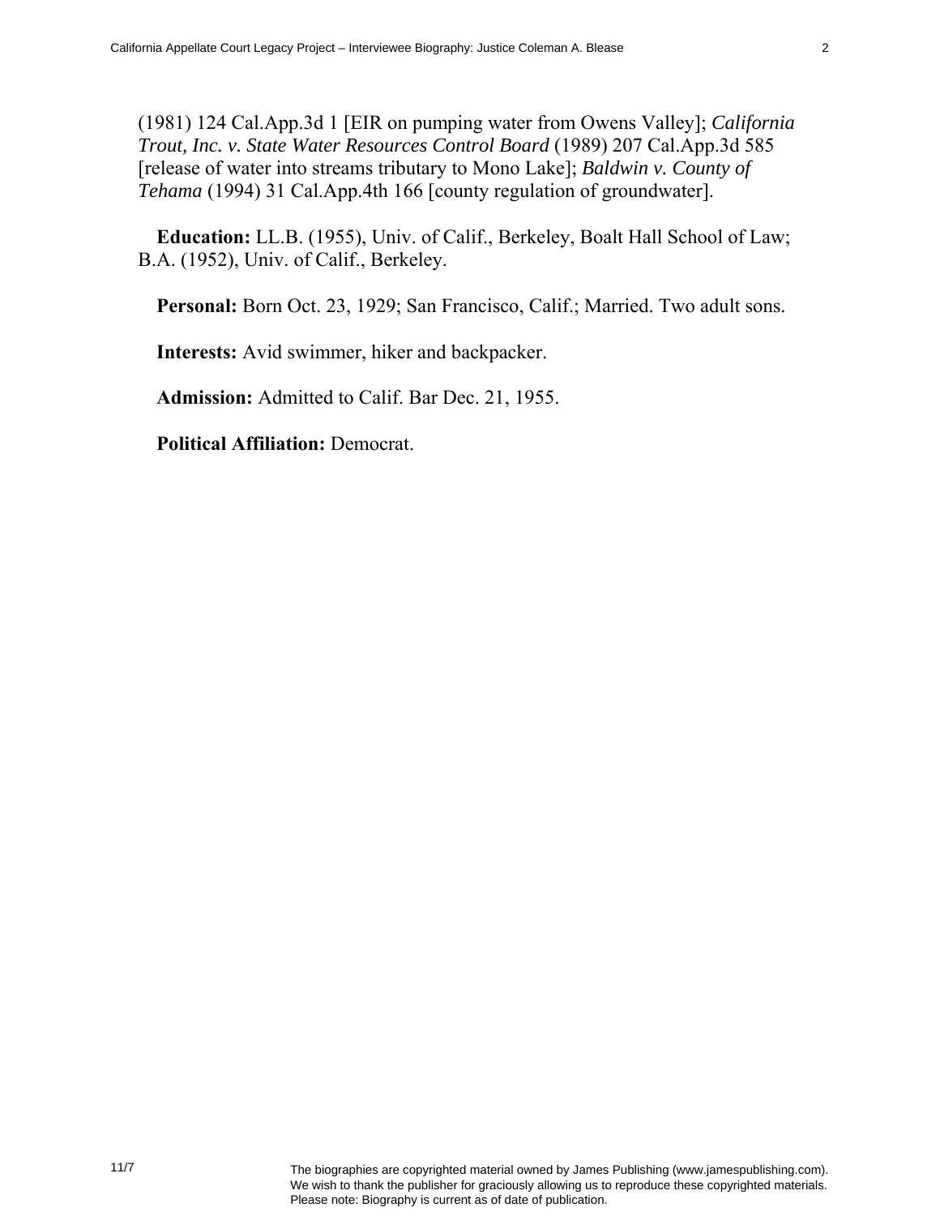(1981) 124 Cal.App.3d 1 [EIR on pumping water from Owens Valley]; *California Trout, Inc. v. State Water Resources Control Board* (1989) 207 Cal.App.3d 585 [release of water into streams tributary to Mono Lake]; *Baldwin v. County of Tehama* (1994) 31 Cal.App.4th 166 [county regulation of groundwater].

**Education:** LL.B. (1955), Univ. of Calif., Berkeley, Boalt Hall School of Law; B.A. (1952), Univ. of Calif., Berkeley.

**Personal:** Born Oct. 23, 1929; San Francisco, Calif.; Married. Two adult sons.

**Interests:** Avid swimmer, hiker and backpacker.

**Admission:** Admitted to Calif. Bar Dec. 21, 1955.

**Political Affiliation:** Democrat.

11/7

The biographies are copyrighted material owned by James Publishing (www.jamespublishing.com). We wish to thank the publisher for graciously allowing us to reproduce these copyrighted materials. Please note: Biography is current as of date of publication.